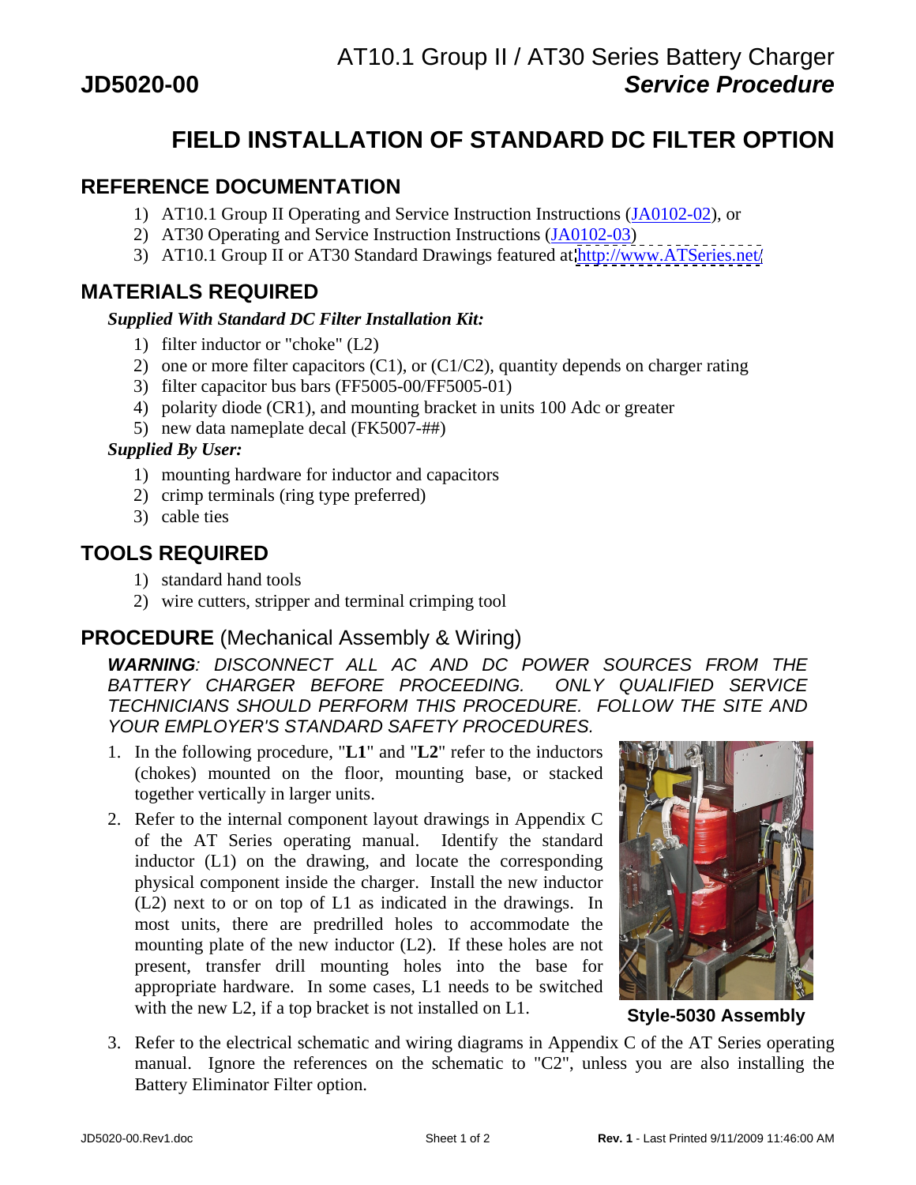JD5020-00

AT10.1 Group II / AT30 Series Battery Charger
***Service Procedure***

# FIELD INSTALLATION OF STANDARD DC FILTER OPTION

## REFERENCE DOCUMENTATION

1) AT10.1 Group II Operating and Service Instruction Instructions (JA0102-02), or
2) AT30 Operating and Service Instruction Instructions (JA0102-03)
3) AT10.1 Group II or AT30 Standard Drawings featured at http://www.ATSeries.net/

## MATERIALS REQUIRED

***Supplied With Standard DC Filter Installation Kit:***

1) filter inductor or "choke" (L2)
2) one or more filter capacitors (C1), or (C1/C2), quantity depends on charger rating
3) filter capacitor bus bars (FF5005-00/FF5005-01)
4) polarity diode (CR1), and mounting bracket in units 100 Adc or greater
5) new data nameplate decal (FK5007-##)

***Supplied By User:***

1) mounting hardware for inductor and capacitors
2) crimp terminals (ring type preferred)
3) cable ties

## TOOLS REQUIRED

1) standard hand tools
2) wire cutters, stripper and terminal crimping tool

## PROCEDURE (Mechanical Assembly & Wiring)

***WARNING**: DISCONNECT ALL AC AND DC POWER SOURCES FROM THE BATTERY CHARGER BEFORE PROCEEDING. ONLY QUALIFIED SERVICE TECHNICIANS SHOULD PERFORM THIS PROCEDURE. FOLLOW THE SITE AND YOUR EMPLOYER'S STANDARD SAFETY PROCEDURES.*

1. In the following procedure, "**L1**" and "**L2**" refer to the inductors (chokes) mounted on the floor, mounting base, or stacked together vertically in larger units.
2. Refer to the internal component layout drawings in Appendix C of the AT Series operating manual. Identify the standard inductor (L1) on the drawing, and locate the corresponding physical component inside the charger. Install the new inductor (L2) next to or on top of L1 as indicated in the drawings. In most units, there are predrilled holes to accommodate the mounting plate of the new inductor (L2). If these holes are not present, transfer drill mounting holes into the base for appropriate hardware. In some cases, L1 needs to be switched with the new L2, if a top bracket is not installed on L1.

**Style-5030 Assembly**

3. Refer to the electrical schematic and wiring diagrams in Appendix C of the AT Series operating manual. Ignore the references on the schematic to "C2", unless you are also installing the Battery Eliminator Filter option.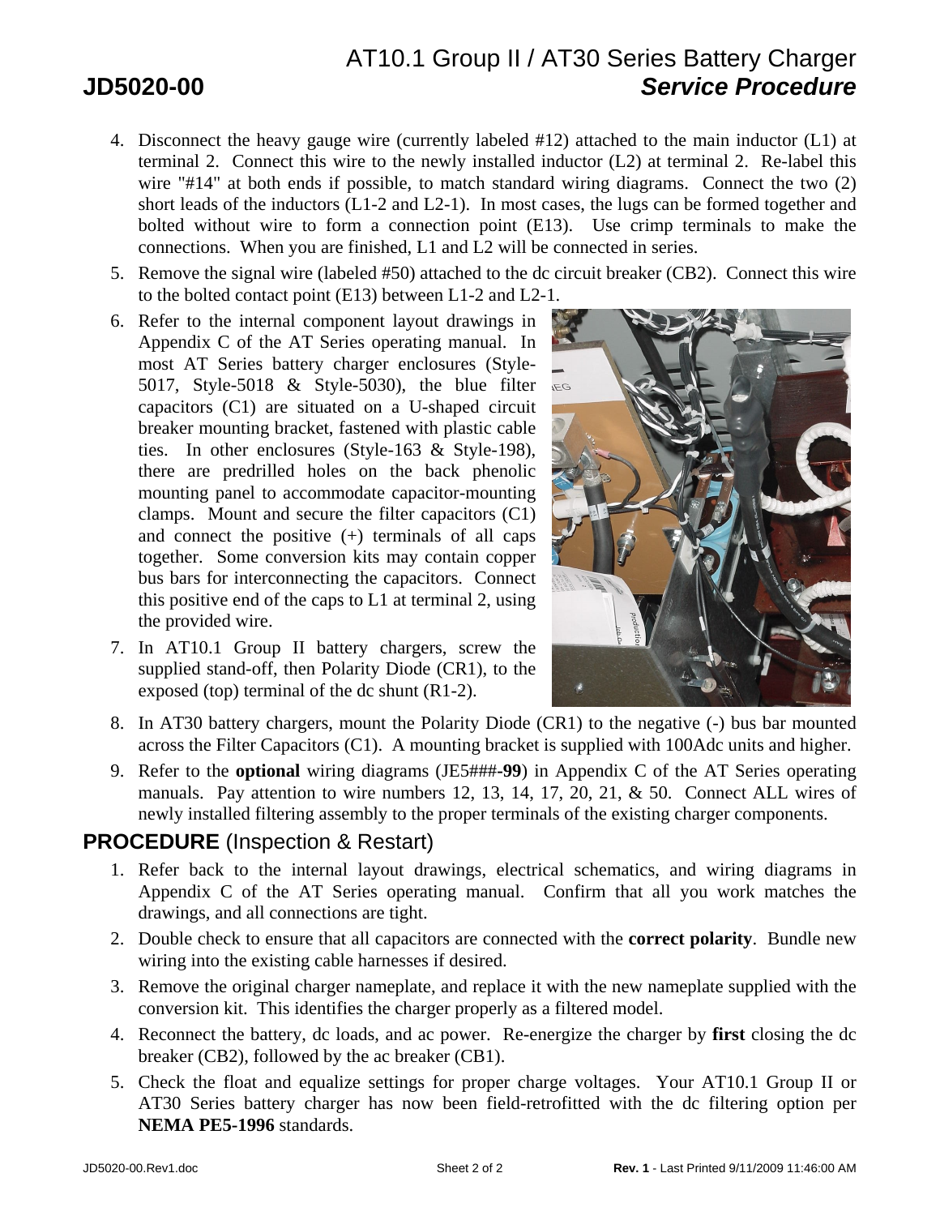4. Disconnect the heavy gauge wire (currently labeled #12) attached to the main inductor (L1) at terminal 2. Connect this wire to the newly installed inductor (L2) at terminal 2. Re-label this wire "#14" at both ends if possible, to match standard wiring diagrams. Connect the two (2) short leads of the inductors (L1-2 and L2-1). In most cases, the lugs can be formed together and bolted without wire to form a connection point (E13). Use crimp terminals to make the connections. When you are finished, L1 and L2 will be connected in series.
5. Remove the signal wire (labeled #50) attached to the dc circuit breaker (CB2). Connect this wire to the bolted contact point (E13) between L1-2 and L2-1.
6. Refer to the internal component layout drawings in Appendix C of the AT Series operating manual. In most AT Series battery charger enclosures (Style-5017, Style-5018 & Style-5030), the blue filter capacitors (C1) are situated on a U-shaped circuit breaker mounting bracket, fastened with plastic cable ties. In other enclosures (Style-163 & Style-198), there are predrilled holes on the back phenolic mounting panel to accommodate capacitor-mounting clamps. Mount and secure the filter capacitors (C1) and connect the positive (+) terminals of all caps together. Some conversion kits may contain copper bus bars for interconnecting the capacitors. Connect this positive end of the caps to L1 at terminal 2, using the provided wire.
7. In AT10.1 Group II battery chargers, screw the supplied stand-off, then Polarity Diode (CR1), to the exposed (top) terminal of the dc shunt (R1-2).
8. In AT30 battery chargers, mount the Polarity Diode (CR1) to the negative (-) bus bar mounted across the Filter Capacitors (C1). A mounting bracket is supplied with 100Adc units and higher.
9. Refer to the **optional** wiring diagrams (JE5###-**99**) in Appendix C of the AT Series operating manuals. Pay attention to wire numbers 12, 13, 14, 17, 20, 21, & 50. Connect ALL wires of newly installed filtering assembly to the proper terminals of the existing charger components.

## PROCEDURE (Inspection & Restart)

1. Refer back to the internal layout drawings, electrical schematics, and wiring diagrams in Appendix C of the AT Series operating manual. Confirm that all you work matches the drawings, and all connections are tight.
2. Double check to ensure that all capacitors are connected with the **correct polarity**. Bundle new wiring into the existing cable harnesses if desired.
3. Remove the original charger nameplate, and replace it with the new nameplate supplied with the conversion kit. This identifies the charger properly as a filtered model.
4. Reconnect the battery, dc loads, and ac power. Re-energize the charger by **first** closing the dc breaker (CB2), followed by the ac breaker (CB1).
5. Check the float and equalize settings for proper charge voltages. Your AT10.1 Group II or AT30 Series battery charger has now been field-retrofitted with the dc filtering option per **NEMA PE5-1996** standards.